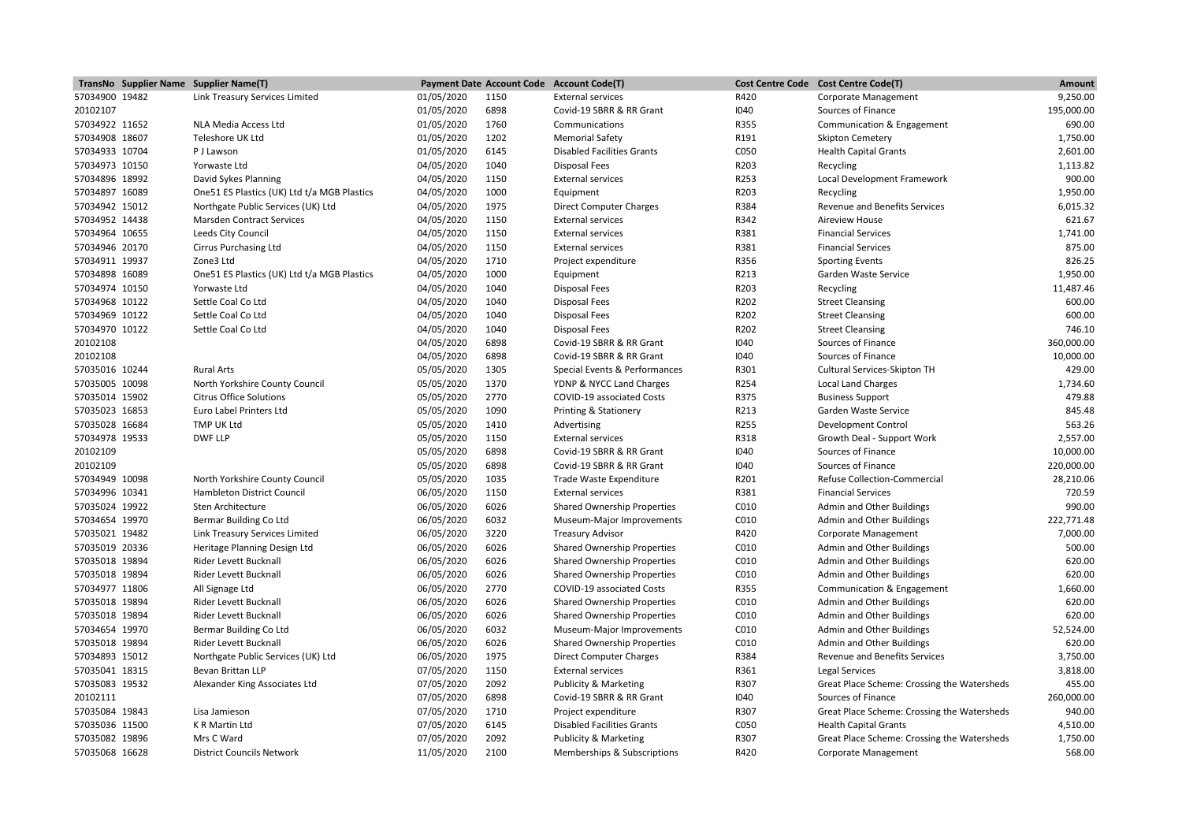| TransNo | Supplier Name | Supplier Name(T) | Payment Date | Account Code | Account Code(T) | Cost Centre Code | Cost Centre Code(T) | Amount |
|---|---|---|---|---|---|---|---|---|
| 57034900 | 19482 | Link Treasury Services Limited | 01/05/2020 | 1150 | External services | R420 | Corporate Management | 9,250.00 |
| 20102107 | | | 01/05/2020 | 6898 | Covid-19 SBRR & RR Grant | I040 | Sources of Finance | 195,000.00 |
| 57034922 | 11652 | NLA Media Access Ltd | 01/05/2020 | 1760 | Communications | R355 | Communication & Engagement | 690.00 |
| 57034908 | 18607 | Teleshore UK Ltd | 01/05/2020 | 1202 | Memorial Safety | R191 | Skipton Cemetery | 1,750.00 |
| 57034933 | 10704 | P J Lawson | 01/05/2020 | 6145 | Disabled Facilities Grants | C050 | Health Capital Grants | 2,601.00 |
| 57034973 | 10150 | Yorwaste Ltd | 04/05/2020 | 1040 | Disposal Fees | R203 | Recycling | 1,113.82 |
| 57034896 | 18992 | David Sykes Planning | 04/05/2020 | 1150 | External services | R253 | Local Development Framework | 900.00 |
| 57034897 | 16089 | One51 ES Plastics (UK) Ltd t/a MGB Plastics | 04/05/2020 | 1000 | Equipment | R203 | Recycling | 1,950.00 |
| 57034942 | 15012 | Northgate Public Services (UK) Ltd | 04/05/2020 | 1975 | Direct Computer Charges | R384 | Revenue and Benefits Services | 6,015.32 |
| 57034952 | 14438 | Marsden Contract Services | 04/05/2020 | 1150 | External services | R342 | Aireview House | 621.67 |
| 57034964 | 10655 | Leeds City Council | 04/05/2020 | 1150 | External services | R381 | Financial Services | 1,741.00 |
| 57034946 | 20170 | Cirrus Purchasing Ltd | 04/05/2020 | 1150 | External services | R381 | Financial Services | 875.00 |
| 57034911 | 19937 | Zone3 Ltd | 04/05/2020 | 1710 | Project expenditure | R356 | Sporting Events | 826.25 |
| 57034898 | 16089 | One51 ES Plastics (UK) Ltd t/a MGB Plastics | 04/05/2020 | 1000 | Equipment | R213 | Garden Waste Service | 1,950.00 |
| 57034974 | 10150 | Yorwaste Ltd | 04/05/2020 | 1040 | Disposal Fees | R203 | Recycling | 11,487.46 |
| 57034968 | 10122 | Settle Coal Co Ltd | 04/05/2020 | 1040 | Disposal Fees | R202 | Street Cleansing | 600.00 |
| 57034969 | 10122 | Settle Coal Co Ltd | 04/05/2020 | 1040 | Disposal Fees | R202 | Street Cleansing | 600.00 |
| 57034970 | 10122 | Settle Coal Co Ltd | 04/05/2020 | 1040 | Disposal Fees | R202 | Street Cleansing | 746.10 |
| 20102108 | | | 04/05/2020 | 6898 | Covid-19 SBRR & RR Grant | I040 | Sources of Finance | 360,000.00 |
| 20102108 | | | 04/05/2020 | 6898 | Covid-19 SBRR & RR Grant | I040 | Sources of Finance | 10,000.00 |
| 57035016 | 10244 | Rural Arts | 05/05/2020 | 1305 | Special Events & Performances | R301 | Cultural Services-Skipton TH | 429.00 |
| 57035005 | 10098 | North Yorkshire County Council | 05/05/2020 | 1370 | YDNP & NYCC Land Charges | R254 | Local Land Charges | 1,734.60 |
| 57035014 | 15902 | Citrus Office Solutions | 05/05/2020 | 2770 | COVID-19 associated Costs | R375 | Business Support | 479.88 |
| 57035023 | 16853 | Euro Label Printers Ltd | 05/05/2020 | 1090 | Printing & Stationery | R213 | Garden Waste Service | 845.48 |
| 57035028 | 16684 | TMP UK Ltd | 05/05/2020 | 1410 | Advertising | R255 | Development Control | 563.26 |
| 57034978 | 19533 | DWF LLP | 05/05/2020 | 1150 | External services | R318 | Growth Deal - Support Work | 2,557.00 |
| 20102109 | | | 05/05/2020 | 6898 | Covid-19 SBRR & RR Grant | I040 | Sources of Finance | 10,000.00 |
| 20102109 | | | 05/05/2020 | 6898 | Covid-19 SBRR & RR Grant | I040 | Sources of Finance | 220,000.00 |
| 57034949 | 10098 | North Yorkshire County Council | 05/05/2020 | 1035 | Trade Waste Expenditure | R201 | Refuse Collection-Commercial | 28,210.06 |
| 57034996 | 10341 | Hambleton District Council | 06/05/2020 | 1150 | External services | R381 | Financial Services | 720.59 |
| 57035024 | 19922 | Sten Architecture | 06/05/2020 | 6026 | Shared Ownership Properties | C010 | Admin and Other Buildings | 990.00 |
| 57034654 | 19970 | Bermar Building Co Ltd | 06/05/2020 | 6032 | Museum-Major Improvements | C010 | Admin and Other Buildings | 222,771.48 |
| 57035021 | 19482 | Link Treasury Services Limited | 06/05/2020 | 3220 | Treasury Advisor | R420 | Corporate Management | 7,000.00 |
| 57035019 | 20336 | Heritage Planning Design Ltd | 06/05/2020 | 6026 | Shared Ownership Properties | C010 | Admin and Other Buildings | 500.00 |
| 57035018 | 19894 | Rider Levett Bucknall | 06/05/2020 | 6026 | Shared Ownership Properties | C010 | Admin and Other Buildings | 620.00 |
| 57035018 | 19894 | Rider Levett Bucknall | 06/05/2020 | 6026 | Shared Ownership Properties | C010 | Admin and Other Buildings | 620.00 |
| 57034977 | 11806 | All Signage Ltd | 06/05/2020 | 2770 | COVID-19 associated Costs | R355 | Communication & Engagement | 1,660.00 |
| 57035018 | 19894 | Rider Levett Bucknall | 06/05/2020 | 6026 | Shared Ownership Properties | C010 | Admin and Other Buildings | 620.00 |
| 57035018 | 19894 | Rider Levett Bucknall | 06/05/2020 | 6026 | Shared Ownership Properties | C010 | Admin and Other Buildings | 620.00 |
| 57034654 | 19970 | Bermar Building Co Ltd | 06/05/2020 | 6032 | Museum-Major Improvements | C010 | Admin and Other Buildings | 52,524.00 |
| 57035018 | 19894 | Rider Levett Bucknall | 06/05/2020 | 6026 | Shared Ownership Properties | C010 | Admin and Other Buildings | 620.00 |
| 57034893 | 15012 | Northgate Public Services (UK) Ltd | 06/05/2020 | 1975 | Direct Computer Charges | R384 | Revenue and Benefits Services | 3,750.00 |
| 57035041 | 18315 | Bevan Brittan LLP | 07/05/2020 | 1150 | External services | R361 | Legal Services | 3,818.00 |
| 57035083 | 19532 | Alexander King Associates Ltd | 07/05/2020 | 2092 | Publicity & Marketing | R307 | Great Place Scheme: Crossing the Watersheds | 455.00 |
| 20102111 | | | 07/05/2020 | 6898 | Covid-19 SBRR & RR Grant | I040 | Sources of Finance | 260,000.00 |
| 57035084 | 19843 | Lisa Jamieson | 07/05/2020 | 1710 | Project expenditure | R307 | Great Place Scheme: Crossing the Watersheds | 940.00 |
| 57035036 | 11500 | K R Martin Ltd | 07/05/2020 | 6145 | Disabled Facilities Grants | C050 | Health Capital Grants | 4,510.00 |
| 57035082 | 19896 | Mrs C Ward | 07/05/2020 | 2092 | Publicity & Marketing | R307 | Great Place Scheme: Crossing the Watersheds | 1,750.00 |
| 57035068 | 16628 | District Councils Network | 11/05/2020 | 2100 | Memberships & Subscriptions | R420 | Corporate Management | 568.00 |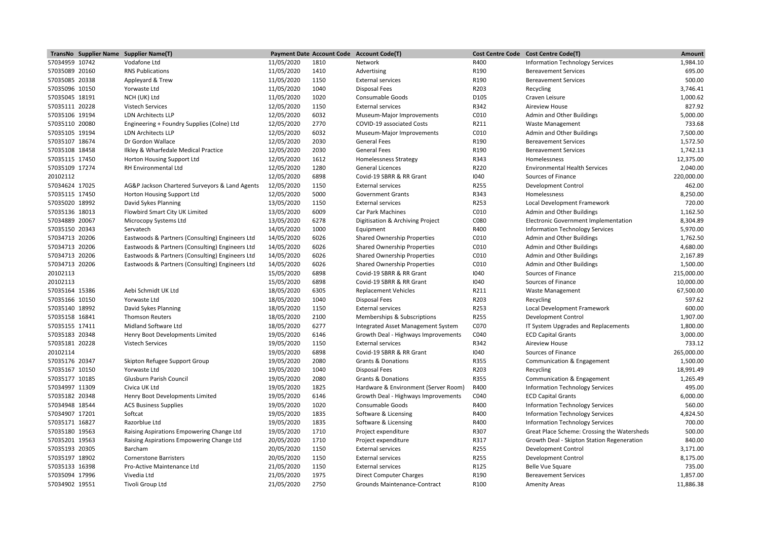| TransNo | Supplier Name | Supplier Name(T) | Payment Date | Account Code | Account Code(T) | Cost Centre Code | Cost Centre Code(T) | Amount |
|---|---|---|---|---|---|---|---|---|
| 57034959 | 10742 | Vodafone Ltd | 11/05/2020 | 1810 | Network | R400 | Information Technology Services | 1,984.10 |
| 57035089 | 20160 | RNS Publications | 11/05/2020 | 1410 | Advertising | R190 | Bereavement Services | 695.00 |
| 57035085 | 20338 | Appleyard & Trew | 11/05/2020 | 1150 | External services | R190 | Bereavement Services | 500.00 |
| 57035096 | 10150 | Yorwaste Ltd | 11/05/2020 | 1040 | Disposal Fees | R203 | Recycling | 3,746.41 |
| 57035045 | 18191 | NCH (UK) Ltd | 11/05/2020 | 1020 | Consumable Goods | D105 | Craven Leisure | 1,000.62 |
| 57035111 | 20228 | Vistech Services | 12/05/2020 | 1150 | External services | R342 | Aireview House | 827.92 |
| 57035106 | 19194 | LDN Architects LLP | 12/05/2020 | 6032 | Museum-Major Improvements | C010 | Admin and Other Buildings | 5,000.00 |
| 57035110 | 20080 | Engineering + Foundry Supplies (Colne) Ltd | 12/05/2020 | 2770 | COVID-19 associated Costs | R211 | Waste Management | 733.68 |
| 57035105 | 19194 | LDN Architects LLP | 12/05/2020 | 6032 | Museum-Major Improvements | C010 | Admin and Other Buildings | 7,500.00 |
| 57035107 | 18674 | Dr Gordon Wallace | 12/05/2020 | 2030 | General Fees | R190 | Bereavement Services | 1,572.50 |
| 57035108 | 18458 | Ilkley & Wharfedale Medical Practice | 12/05/2020 | 2030 | General Fees | R190 | Bereavement Services | 1,742.13 |
| 57035115 | 17450 | Horton Housing Support Ltd | 12/05/2020 | 1612 | Homelessness Strategy | R343 | Homelessness | 12,375.00 |
| 57035109 | 17274 | RH Environmental Ltd | 12/05/2020 | 1280 | General Licences | R220 | Environmental Health Services | 2,040.00 |
| 20102112 | | | 12/05/2020 | 6898 | Covid-19 SBRR & RR Grant | I040 | Sources of Finance | 220,000.00 |
| 57034624 | 17025 | AG&P Jackson Chartered Surveyors & Land Agents | 12/05/2020 | 1150 | External services | R255 | Development Control | 462.00 |
| 57035115 | 17450 | Horton Housing Support Ltd | 12/05/2020 | 5000 | Government Grants | R343 | Homelessness | 8,250.00 |
| 57035020 | 18992 | David Sykes Planning | 13/05/2020 | 1150 | External services | R253 | Local Development Framework | 720.00 |
| 57035136 | 18013 | Flowbird Smart City UK Limited | 13/05/2020 | 6009 | Car Park Machines | C010 | Admin and Other Buildings | 1,162.50 |
| 57034889 | 20067 | Microcopy Systems Ltd | 13/05/2020 | 6278 | Digitisation & Archiving Project | C080 | Electronic Government Implementation | 8,304.89 |
| 57035150 | 20343 | Servatech | 14/05/2020 | 1000 | Equipment | R400 | Information Technology Services | 5,970.00 |
| 57034713 | 20206 | Eastwoods & Partners (Consulting) Engineers Ltd | 14/05/2020 | 6026 | Shared Ownership Properties | C010 | Admin and Other Buildings | 1,762.50 |
| 57034713 | 20206 | Eastwoods & Partners (Consulting) Engineers Ltd | 14/05/2020 | 6026 | Shared Ownership Properties | C010 | Admin and Other Buildings | 4,680.00 |
| 57034713 | 20206 | Eastwoods & Partners (Consulting) Engineers Ltd | 14/05/2020 | 6026 | Shared Ownership Properties | C010 | Admin and Other Buildings | 2,167.89 |
| 57034713 | 20206 | Eastwoods & Partners (Consulting) Engineers Ltd | 14/05/2020 | 6026 | Shared Ownership Properties | C010 | Admin and Other Buildings | 1,500.00 |
| 20102113 | | | 15/05/2020 | 6898 | Covid-19 SBRR & RR Grant | I040 | Sources of Finance | 215,000.00 |
| 20102113 | | | 15/05/2020 | 6898 | Covid-19 SBRR & RR Grant | I040 | Sources of Finance | 10,000.00 |
| 57035164 | 15386 | Aebi Schmidt UK Ltd | 18/05/2020 | 6305 | Replacement Vehicles | R211 | Waste Management | 67,500.00 |
| 57035166 | 10150 | Yorwaste Ltd | 18/05/2020 | 1040 | Disposal Fees | R203 | Recycling | 597.62 |
| 57035140 | 18992 | David Sykes Planning | 18/05/2020 | 1150 | External services | R253 | Local Development Framework | 600.00 |
| 57035158 | 16841 | Thomson Reuters | 18/05/2020 | 2100 | Memberships & Subscriptions | R255 | Development Control | 1,907.00 |
| 57035155 | 17411 | Midland Software Ltd | 18/05/2020 | 6277 | Integrated Asset Management System | C070 | IT System Upgrades and Replacements | 1,800.00 |
| 57035183 | 20348 | Henry Boot Developments Limited | 19/05/2020 | 6146 | Growth Deal - Highways Improvements | C040 | ECD Capital Grants | 3,000.00 |
| 57035181 | 20228 | Vistech Services | 19/05/2020 | 1150 | External services | R342 | Aireview House | 733.12 |
| 20102114 | | | 19/05/2020 | 6898 | Covid-19 SBRR & RR Grant | I040 | Sources of Finance | 265,000.00 |
| 57035176 | 20347 | Skipton Refugee Support Group | 19/05/2020 | 2080 | Grants & Donations | R355 | Communication & Engagement | 1,500.00 |
| 57035167 | 10150 | Yorwaste Ltd | 19/05/2020 | 1040 | Disposal Fees | R203 | Recycling | 18,991.49 |
| 57035177 | 10185 | Glusburn Parish Council | 19/05/2020 | 2080 | Grants & Donations | R355 | Communication & Engagement | 1,265.49 |
| 57034997 | 11309 | Civica UK Ltd | 19/05/2020 | 1825 | Hardware & Environment (Server Room) | R400 | Information Technology Services | 495.00 |
| 57035182 | 20348 | Henry Boot Developments Limited | 19/05/2020 | 6146 | Growth Deal - Highways Improvements | C040 | ECD Capital Grants | 6,000.00 |
| 57034948 | 18544 | ACS Business Supplies | 19/05/2020 | 1020 | Consumable Goods | R400 | Information Technology Services | 560.00 |
| 57034907 | 17201 | Softcat | 19/05/2020 | 1835 | Software & Licensing | R400 | Information Technology Services | 4,824.50 |
| 57035171 | 16827 | Razorblue Ltd | 19/05/2020 | 1835 | Software & Licensing | R400 | Information Technology Services | 700.00 |
| 57035180 | 19563 | Raising Aspirations Empowering Change Ltd | 19/05/2020 | 1710 | Project expenditure | R307 | Great Place Scheme: Crossing the Watersheds | 500.00 |
| 57035201 | 19563 | Raising Aspirations Empowering Change Ltd | 20/05/2020 | 1710 | Project expenditure | R317 | Growth Deal - Skipton Station Regeneration | 840.00 |
| 57035193 | 20305 | Barcham | 20/05/2020 | 1150 | External services | R255 | Development Control | 3,171.00 |
| 57035197 | 18902 | Cornerstone Barristers | 20/05/2020 | 1150 | External services | R255 | Development Control | 8,175.00 |
| 57035133 | 16398 | Pro-Active Maintenance Ltd | 21/05/2020 | 1150 | External services | R125 | Belle Vue Square | 735.00 |
| 57035094 | 17996 | Vivedia Ltd | 21/05/2020 | 1975 | Direct Computer Charges | R190 | Bereavement Services | 1,857.00 |
| 57034902 | 19551 | Tivoli Group Ltd | 21/05/2020 | 2750 | Grounds Maintenance-Contract | R100 | Amenity Areas | 11,886.38 |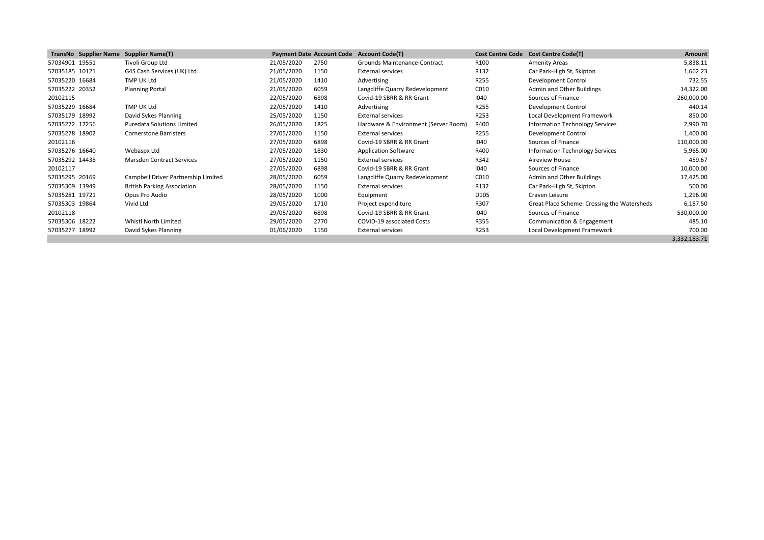| TransNo | Supplier Name | Supplier Name(T) | Payment Date | Account Code | Account Code(T) | Cost Centre Code | Cost Centre Code(T) | Amount |
|---|---|---|---|---|---|---|---|---|
| 57034901 | 19551 | Tivoli Group Ltd | 21/05/2020 | 2750 | Grounds Maintenance-Contract | R100 | Amenity Areas | 5,838.11 |
| 57035185 | 10121 | G4S Cash Services (UK) Ltd | 21/05/2020 | 1150 | External services | R132 | Car Park-High St, Skipton | 1,662.23 |
| 57035220 | 16684 | TMP UK Ltd | 21/05/2020 | 1410 | Advertising | R255 | Development Control | 732.55 |
| 57035222 | 20352 | Planning Portal | 21/05/2020 | 6059 | Langcliffe Quarry Redevelopment | C010 | Admin and Other Buildings | 14,322.00 |
| 20102115 | | | 22/05/2020 | 6898 | Covid-19 SBRR & RR Grant | I040 | Sources of Finance | 260,000.00 |
| 57035229 | 16684 | TMP UK Ltd | 22/05/2020 | 1410 | Advertising | R255 | Development Control | 440.14 |
| 57035179 | 18992 | David Sykes Planning | 25/05/2020 | 1150 | External services | R253 | Local Development Framework | 850.00 |
| 57035272 | 17256 | Puredata Solutions Limited | 26/05/2020 | 1825 | Hardware & Environment (Server Room) | R400 | Information Technology Services | 2,990.70 |
| 57035278 | 18902 | Cornerstone Barristers | 27/05/2020 | 1150 | External services | R255 | Development Control | 1,400.00 |
| 20102116 | | | 27/05/2020 | 6898 | Covid-19 SBRR & RR Grant | I040 | Sources of Finance | 110,000.00 |
| 57035276 | 16640 | Webaspx Ltd | 27/05/2020 | 1830 | Application Software | R400 | Information Technology Services | 5,965.00 |
| 57035292 | 14438 | Marsden Contract Services | 27/05/2020 | 1150 | External services | R342 | Aireview House | 459.67 |
| 20102117 | | | 27/05/2020 | 6898 | Covid-19 SBRR & RR Grant | I040 | Sources of Finance | 10,000.00 |
| 57035295 | 20169 | Campbell Driver Partnership Limited | 28/05/2020 | 6059 | Langcliffe Quarry Redevelopment | C010 | Admin and Other Buildings | 17,425.00 |
| 57035309 | 13949 | British Parking Association | 28/05/2020 | 1150 | External services | R132 | Car Park-High St, Skipton | 500.00 |
| 57035281 | 19721 | Opus Pro Audio | 28/05/2020 | 1000 | Equipment | D105 | Craven Leisure | 1,296.00 |
| 57035303 | 19864 | Vivid Ltd | 29/05/2020 | 1710 | Project expenditure | R307 | Great Place Scheme: Crossing the Watersheds | 6,187.50 |
| 20102118 | | | 29/05/2020 | 6898 | Covid-19 SBRR & RR Grant | I040 | Sources of Finance | 530,000.00 |
| 57035306 | 18222 | Whistl North Limited | 29/05/2020 | 2770 | COVID-19 associated Costs | R355 | Communication & Engagement | 485.10 |
| 57035277 | 18992 | David Sykes Planning | 01/06/2020 | 1150 | External services | R253 | Local Development Framework | 700.00 |
| | | | | | | | | 3,332,183.71 |